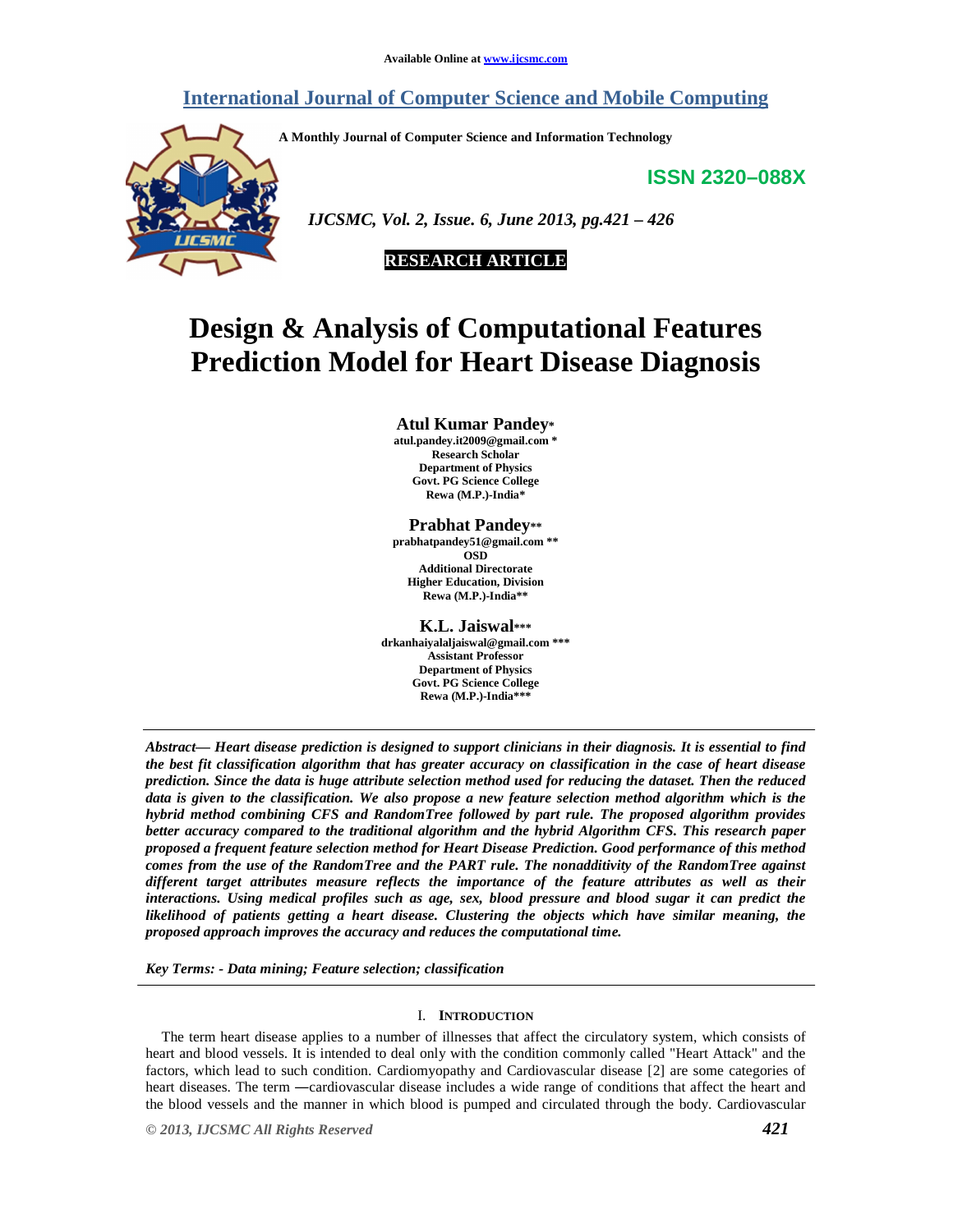Available Online at www.ijcsmc.com

# International Journal of Computer Science and Mobile Computing

A Monthly Journal of Computer Science and Information Technology

ISSN 2320–088X

*IJCSMC, Vol. 2, Issue. 6, June 2013, pg.421 – 426*

**RESEARCH ARTICLE**

# Design & Analysis of Computational Features Prediction Model for Heart Disease Diagnosis

**Atul Kumar Pandey***
**atul.pandey.it2009@gmail.com ***
**Research Scholar**
**Department of Physics**
**Govt. PG Science College**
**Rewa (M.P.)-India***

**Prabhat Pandey****
**prabhatpandey51@gmail.com ****
**OSD**
**Additional Directorate**
**Higher Education, Division**
**Rewa (M.P.)-India****

**K.L. Jaiswal*****
**drkanhaiyalaljaiswal@gmail.com *****
**Assistant Professor**
**Department of Physics**
**Govt. PG Science College**
**Rewa (M.P.)-India*****

***Abstract— Heart disease prediction is designed to support clinicians in their diagnosis. It is essential to find the best fit classification algorithm that has greater accuracy on classification in the case of heart disease prediction. Since the data is huge attribute selection method used for reducing the dataset. Then the reduced data is given to the classification. We also propose a new feature selection method algorithm which is the hybrid method combining CFS and RandomTree followed by part rule. The proposed algorithm provides better accuracy compared to the traditional algorithm and the hybrid Algorithm CFS. This research paper proposed a frequent feature selection method for Heart Disease Prediction. Good performance of this method comes from the use of the RandomTree and the PART rule. The nonadditivity of the RandomTree against different target attributes measure reflects the importance of the feature attributes as well as their interactions. Using medical profiles such as age, sex, blood pressure and blood sugar it can predict the likelihood of patients getting a heart disease. Clustering the objects which have similar meaning, the proposed approach improves the accuracy and reduces the computational time.***

***Key Terms: - Data mining; Feature selection; classification***

## I. Introduction

The term heart disease applies to a number of illnesses that affect the circulatory system, which consists of heart and blood vessels. It is intended to deal only with the condition commonly called "Heart Attack" and the factors, which lead to such condition. Cardiomyopathy and Cardiovascular disease [2] are some categories of heart diseases. The term ―cardiovascular disease includes a wide range of conditions that affect the heart and the blood vessels and the manner in which blood is pumped and circulated through the body. Cardiovascular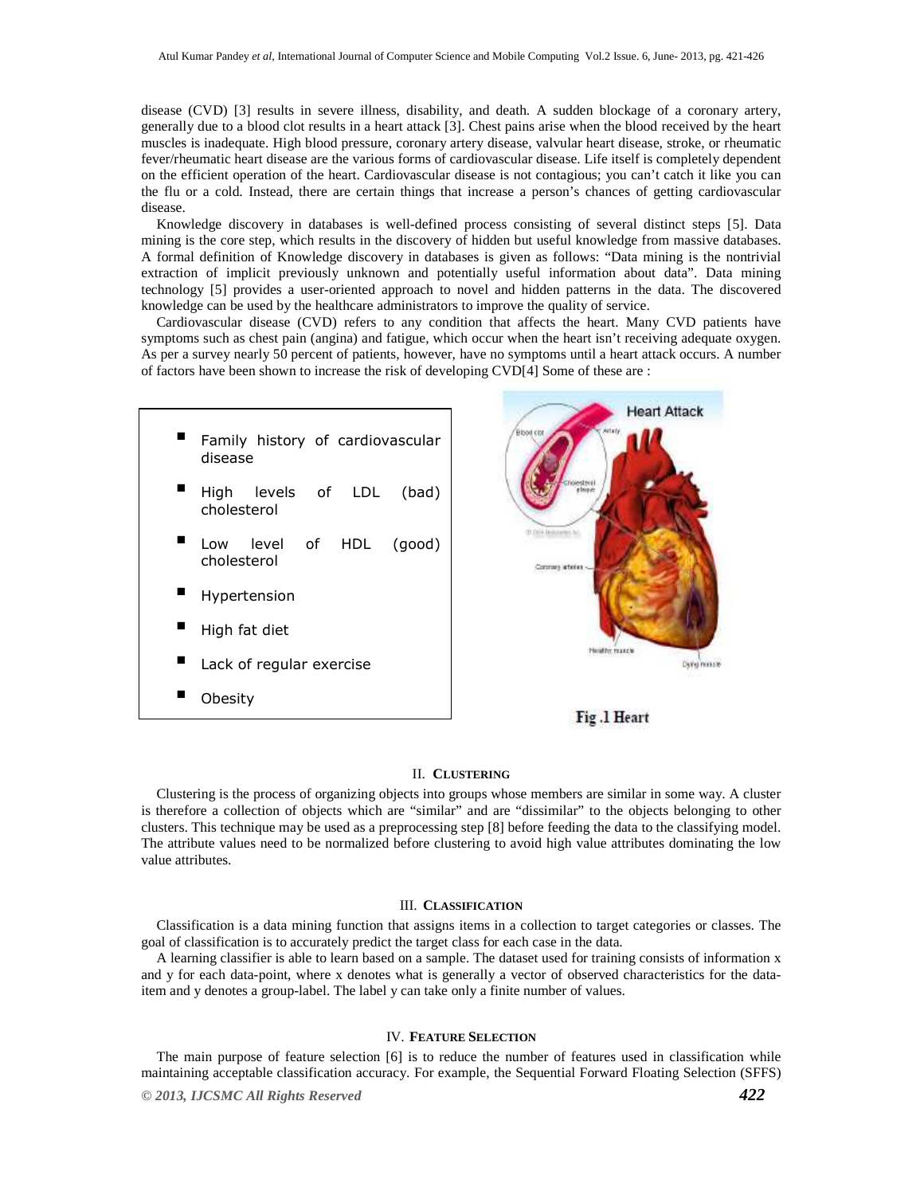disease (CVD) [3] results in severe illness, disability, and death. A sudden blockage of a coronary artery, generally due to a blood clot results in a heart attack [3]. Chest pains arise when the blood received by the heart muscles is inadequate. High blood pressure, coronary artery disease, valvular heart disease, stroke, or rheumatic fever/rheumatic heart disease are the various forms of cardiovascular disease. Life itself is completely dependent on the efficient operation of the heart. Cardiovascular disease is not contagious; you can't catch it like you can the flu or a cold. Instead, there are certain things that increase a person's chances of getting cardiovascular disease.

Knowledge discovery in databases is well-defined process consisting of several distinct steps [5]. Data mining is the core step, which results in the discovery of hidden but useful knowledge from massive databases. A formal definition of Knowledge discovery in databases is given as follows: "Data mining is the nontrivial extraction of implicit previously unknown and potentially useful information about data". Data mining technology [5] provides a user-oriented approach to novel and hidden patterns in the data. The discovered knowledge can be used by the healthcare administrators to improve the quality of service.

Cardiovascular disease (CVD) refers to any condition that affects the heart. Many CVD patients have symptoms such as chest pain (angina) and fatigue, which occur when the heart isn't receiving adequate oxygen. As per a survey nearly 50 percent of patients, however, have no symptoms until a heart attack occurs. A number of factors have been shown to increase the risk of developing CVD[4] Some of these are :

- Family history of cardiovascular disease
- High levels of LDL (bad) cholesterol
- Low level of HDL (good) cholesterol
- Hypertension
- High fat diet
- Lack of regular exercise
- Obesity

Fig .1 Heart

## II. Clustering

Clustering is the process of organizing objects into groups whose members are similar in some way. A cluster is therefore a collection of objects which are "similar" and are "dissimilar" to the objects belonging to other clusters. This technique may be used as a preprocessing step [8] before feeding the data to the classifying model. The attribute values need to be normalized before clustering to avoid high value attributes dominating the low value attributes.

## III. Classification

Classification is a data mining function that assigns items in a collection to target categories or classes. The goal of classification is to accurately predict the target class for each case in the data.

A learning classifier is able to learn based on a sample. The dataset used for training consists of information x and y for each data-point, where x denotes what is generally a vector of observed characteristics for the data-item and y denotes a group-label. The label y can take only a finite number of values.

## IV. Feature Selection

The main purpose of feature selection [6] is to reduce the number of features used in classification while maintaining acceptable classification accuracy. For example, the Sequential Forward Floating Selection (SFFS)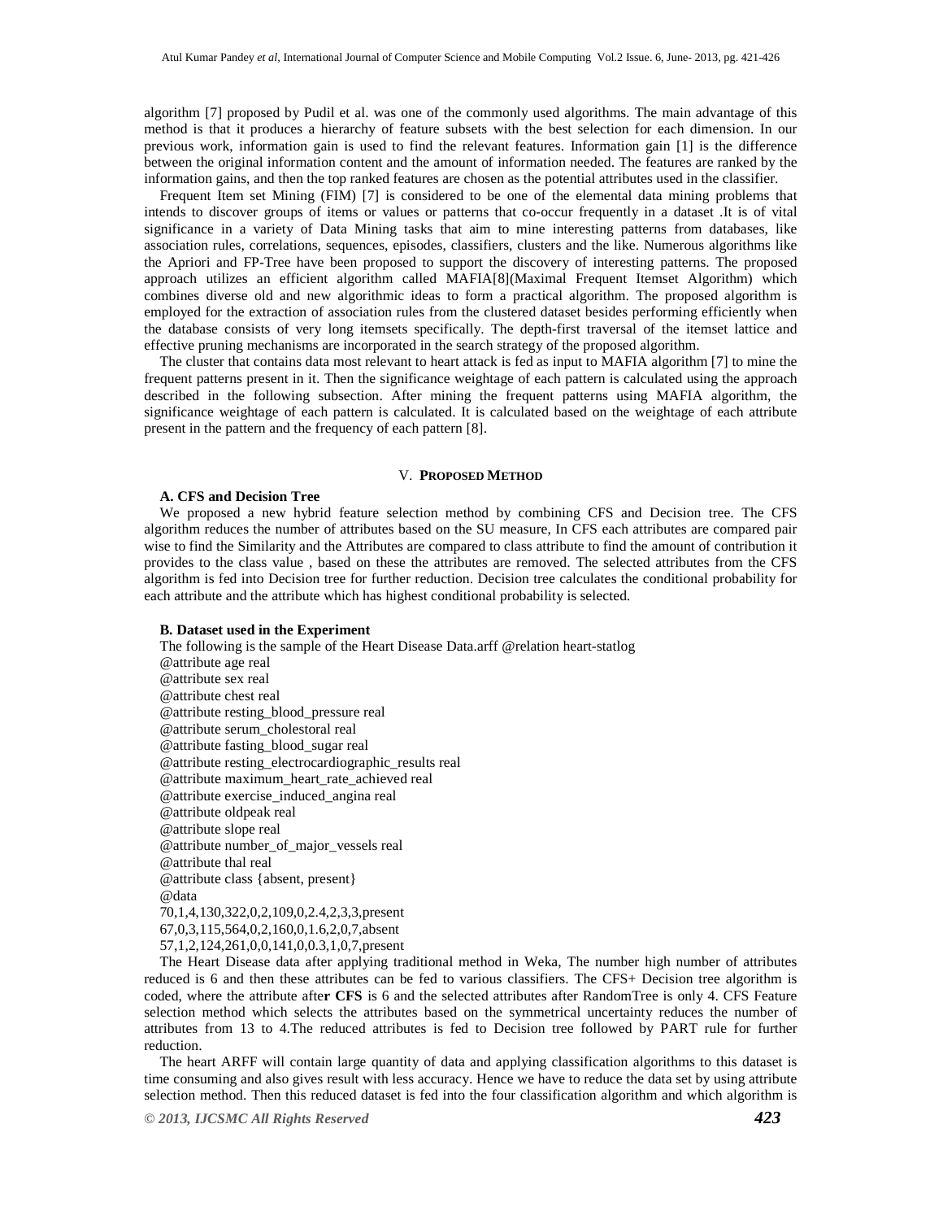algorithm [7] proposed by Pudil et al. was one of the commonly used algorithms. The main advantage of this method is that it produces a hierarchy of feature subsets with the best selection for each dimension. In our previous work, information gain is used to find the relevant features. Information gain [1] is the difference between the original information content and the amount of information needed. The features are ranked by the information gains, and then the top ranked features are chosen as the potential attributes used in the classifier.

Frequent Item set Mining (FIM) [7] is considered to be one of the elemental data mining problems that intends to discover groups of items or values or patterns that co-occur frequently in a dataset .It is of vital significance in a variety of Data Mining tasks that aim to mine interesting patterns from databases, like association rules, correlations, sequences, episodes, classifiers, clusters and the like. Numerous algorithms like the Apriori and FP-Tree have been proposed to support the discovery of interesting patterns. The proposed approach utilizes an efficient algorithm called MAFIA[8](Maximal Frequent Itemset Algorithm) which combines diverse old and new algorithmic ideas to form a practical algorithm. The proposed algorithm is employed for the extraction of association rules from the clustered dataset besides performing efficiently when the database consists of very long itemsets specifically. The depth-first traversal of the itemset lattice and effective pruning mechanisms are incorporated in the search strategy of the proposed algorithm.

The cluster that contains data most relevant to heart attack is fed as input to MAFIA algorithm [7] to mine the frequent patterns present in it. Then the significance weightage of each pattern is calculated using the approach described in the following subsection. After mining the frequent patterns using MAFIA algorithm, the significance weightage of each pattern is calculated. It is calculated based on the weightage of each attribute present in the pattern and the frequency of each pattern [8].

## V. PROPOSED METHOD

### A. CFS and Decision Tree

We proposed a new hybrid feature selection method by combining CFS and Decision tree. The CFS algorithm reduces the number of attributes based on the SU measure, In CFS each attributes are compared pair wise to find the Similarity and the Attributes are compared to class attribute to find the amount of contribution it provides to the class value , based on these the attributes are removed. The selected attributes from the CFS algorithm is fed into Decision tree for further reduction. Decision tree calculates the conditional probability for each attribute and the attribute which has highest conditional probability is selected.

### B. Dataset used in the Experiment

The following is the sample of the Heart Disease Data.arff @relation heart-statlog

```
@attribute age real
@attribute sex real
@attribute chest real
@attribute resting_blood_pressure real
@attribute serum_cholestoral real
@attribute fasting_blood_sugar real
@attribute resting_electrocardiographic_results real
@attribute maximum_heart_rate_achieved real
@attribute exercise_induced_angina real
@attribute oldpeak real
@attribute slope real
@attribute number_of_major_vessels real
@attribute thal real
@attribute class {absent, present}
@data
70,1,4,130,322,0,2,109,0,2.4,2,3,3,present
67,0,3,115,564,0,2,160,0,1.6,2,0,7,absent
57,1,2,124,261,0,0,141,0,0.3,1,0,7,present
```

The Heart Disease data after applying traditional method in Weka, The number high number of attributes reduced is 6 and then these attributes can be fed to various classifiers. The CFS+ Decision tree algorithm is coded, where the attribute afte**r CFS** is 6 and the selected attributes after RandomTree is only 4. CFS Feature selection method which selects the attributes based on the symmetrical uncertainty reduces the number of attributes from 13 to 4.The reduced attributes is fed to Decision tree followed by PART rule for further reduction.

The heart ARFF will contain large quantity of data and applying classification algorithms to this dataset is time consuming and also gives result with less accuracy. Hence we have to reduce the data set by using attribute selection method. Then this reduced dataset is fed into the four classification algorithm and which algorithm is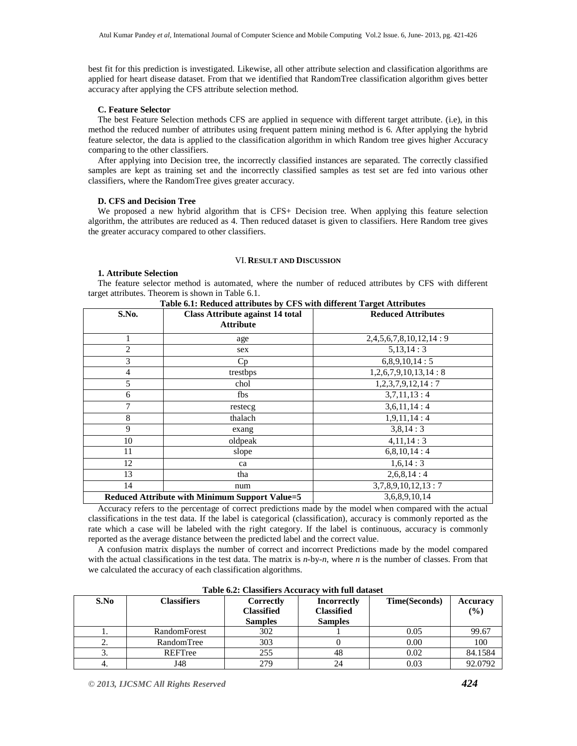best fit for this prediction is investigated. Likewise, all other attribute selection and classification algorithms are applied for heart disease dataset. From that we identified that RandomTree classification algorithm gives better accuracy after applying the CFS attribute selection method.

### C. Feature Selector

The best Feature Selection methods CFS are applied in sequence with different target attribute. (i.e), in this method the reduced number of attributes using frequent pattern mining method is 6. After applying the hybrid feature selector, the data is applied to the classification algorithm in which Random tree gives higher Accuracy comparing to the other classifiers.

After applying into Decision tree, the incorrectly classified instances are separated. The correctly classified samples are kept as training set and the incorrectly classified samples as test set are fed into various other classifiers, where the RandomTree gives greater accuracy.

### D. CFS and Decision Tree

We proposed a new hybrid algorithm that is CFS+ Decision tree. When applying this feature selection algorithm, the attributes are reduced as 4. Then reduced dataset is given to classifiers. Here Random tree gives the greater accuracy compared to other classifiers.

## VI. Result and Discussion

### 1. Attribute Selection

The feature selector method is automated, where the number of reduced attributes by CFS with different target attributes. Theorem is shown in Table 6.1.

**Table 6.1: Reduced attributes by CFS with different Target Attributes**

| S.No. | Class Attribute against 14 total Attribute | Reduced Attributes |
|---|---|---|
| 1 | age | 2,4,5,6,7,8,10,12,14 : 9 |
| 2 | sex | 5,13,14 : 3 |
| 3 | Cp | 6,8,9,10,14 : 5 |
| 4 | trestbps | 1,2,6,7,9,10,13,14 : 8 |
| 5 | chol | 1,2,3,7,9,12,14 : 7 |
| 6 | fbs | 3,7,11,13 : 4 |
| 7 | restecg | 3,6,11,14 : 4 |
| 8 | thalach | 1,9,11,14 : 4 |
| 9 | exang | 3,8,14 : 3 |
| 10 | oldpeak | 4,11,14 : 3 |
| 11 | slope | 6,8,10,14 : 4 |
| 12 | ca | 1,6,14 : 3 |
| 13 | tha | 2,6,8,14 : 4 |
| 14 | num | 3,7,8,9,10,12,13 : 7 |
| **Reduced Attribute with Minimum Support Value=5** | | 3,6,8,9,10,14 |

Accuracy refers to the percentage of correct predictions made by the model when compared with the actual classifications in the test data. If the label is categorical (classification), accuracy is commonly reported as the rate which a case will be labeled with the right category. If the label is continuous, accuracy is commonly reported as the average distance between the predicted label and the correct value.

A confusion matrix displays the number of correct and incorrect Predictions made by the model compared with the actual classifications in the test data. The matrix is *n*-by-*n*, where *n* is the number of classes. From that we calculated the accuracy of each classification algorithms.

**Table 6.2: Classifiers Accuracy with full dataset**

| S.No | Classifiers | Correctly Classified Samples | Incorrectly Classified Samples | Time(Seconds) | Accuracy (%) |
|---|---|---|---|---|---|
| 1. | RandomForest | 302 | 1 | 0.05 | 99.67 |
| 2. | RandomTree | 303 | 0 | 0.00 | 100 |
| 3. | REFTree | 255 | 48 | 0.02 | 84.1584 |
| 4. | J48 | 279 | 24 | 0.03 | 92.0792 |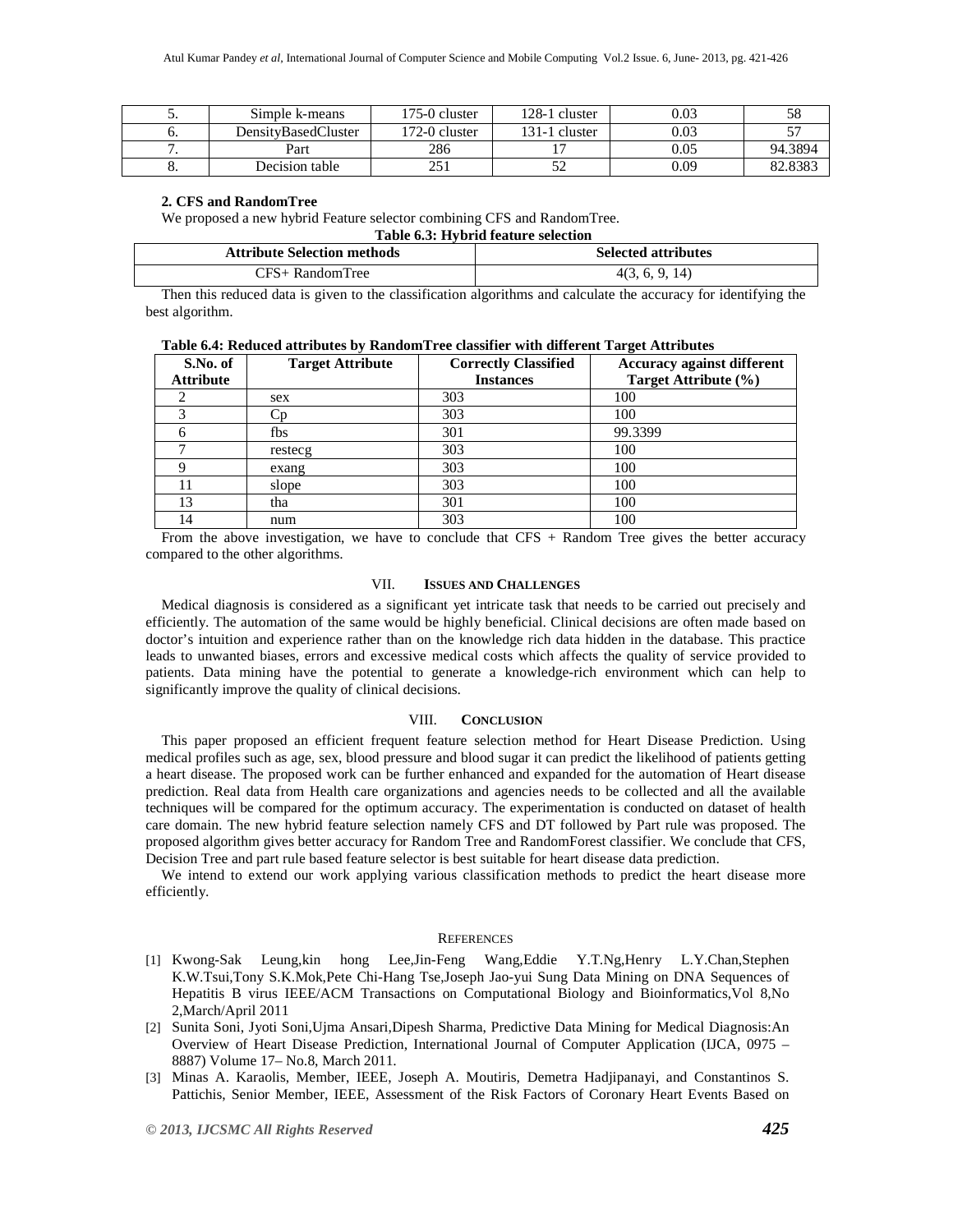| 5. | Simple k-means | 175-0 cluster | 128-1 cluster | 0.03 | 58 |
|---|---|---|---|---|---|
| 6. | DensityBasedCluster | 172-0 cluster | 131-1 cluster | 0.03 | 57 |
| 7. | Part | 286 | 17 | 0.05 | 94.3894 |
| 8. | Decision table | 251 | 52 | 0.09 | 82.8383 |

**2. CFS and RandomTree**

We proposed a new hybrid Feature selector combining CFS and RandomTree.

**Table 6.3: Hybrid feature selection**

| Attribute Selection methods | Selected attributes |
|---|---|
| CFS+ RandomTree | 4(3, 6, 9, 14) |

Then this reduced data is given to the classification algorithms and calculate the accuracy for identifying the best algorithm.

**Table 6.4: Reduced attributes by RandomTree classifier with different Target Attributes**

| S.No. of Attribute | Target Attribute | Correctly Classified Instances | Accuracy against different Target Attribute (%) |
|---|---|---|---|
| 2 | sex | 303 | 100 |
| 3 | Cp | 303 | 100 |
| 6 | fbs | 301 | 99.3399 |
| 7 | restecg | 303 | 100 |
| 9 | exang | 303 | 100 |
| 11 | slope | 303 | 100 |
| 13 | tha | 301 | 100 |
| 14 | num | 303 | 100 |

From the above investigation, we have to conclude that CFS + Random Tree gives the better accuracy compared to the other algorithms.

## VII. Issues and Challenges

Medical diagnosis is considered as a significant yet intricate task that needs to be carried out precisely and efficiently. The automation of the same would be highly beneficial. Clinical decisions are often made based on doctor's intuition and experience rather than on the knowledge rich data hidden in the database. This practice leads to unwanted biases, errors and excessive medical costs which affects the quality of service provided to patients. Data mining have the potential to generate a knowledge-rich environment which can help to significantly improve the quality of clinical decisions.

## VIII. Conclusion

This paper proposed an efficient frequent feature selection method for Heart Disease Prediction. Using medical profiles such as age, sex, blood pressure and blood sugar it can predict the likelihood of patients getting a heart disease. The proposed work can be further enhanced and expanded for the automation of Heart disease prediction. Real data from Health care organizations and agencies needs to be collected and all the available techniques will be compared for the optimum accuracy. The experimentation is conducted on dataset of health care domain. The new hybrid feature selection namely CFS and DT followed by Part rule was proposed. The proposed algorithm gives better accuracy for Random Tree and RandomForest classifier. We conclude that CFS, Decision Tree and part rule based feature selector is best suitable for heart disease data prediction.

We intend to extend our work applying various classification methods to predict the heart disease more efficiently.

## References

[1] Kwong-Sak Leung,kin hong Lee,Jin-Feng Wang,Eddie Y.T.Ng,Henry L.Y.Chan,Stephen K.W.Tsui,Tony S.K.Mok,Pete Chi-Hang Tse,Joseph Jao-yui Sung Data Mining on DNA Sequences of Hepatitis B virus IEEE/ACM Transactions on Computational Biology and Bioinformatics,Vol 8,No 2,March/April 2011

[2] Sunita Soni, Jyoti Soni,Ujma Ansari,Dipesh Sharma, Predictive Data Mining for Medical Diagnosis:An Overview of Heart Disease Prediction, International Journal of Computer Application (IJCA, 0975 – 8887) Volume 17– No.8, March 2011.

[3] Minas A. Karaolis, Member, IEEE, Joseph A. Moutiris, Demetra Hadjipanayi, and Constantinos S. Pattichis, Senior Member, IEEE, Assessment of the Risk Factors of Coronary Heart Events Based on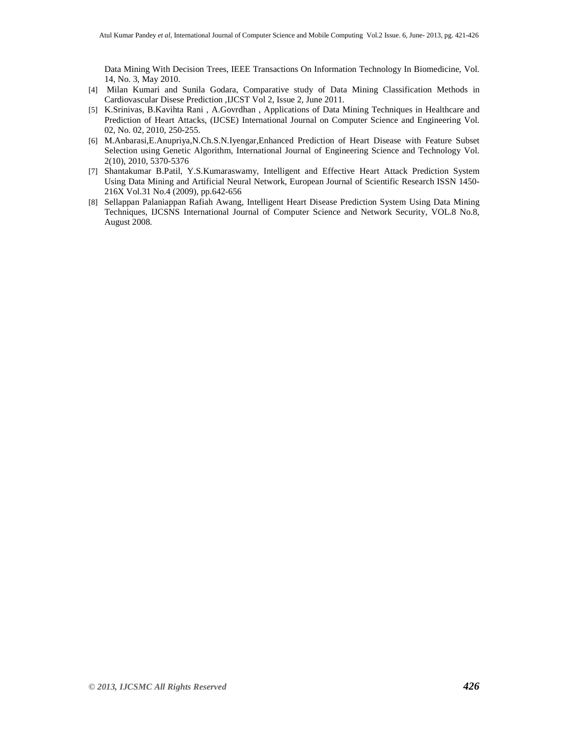Data Mining With Decision Trees, IEEE Transactions On Information Technology In Biomedicine, Vol. 14, No. 3, May 2010.

[4] Milan Kumari and Sunila Godara, Comparative study of Data Mining Classification Methods in Cardiovascular Disese Prediction ,IJCST Vol 2, Issue 2, June 2011.

[5] K.Srinivas, B.Kavihta Rani , A.Govrdhan , Applications of Data Mining Techniques in Healthcare and Prediction of Heart Attacks, (IJCSE) International Journal on Computer Science and Engineering Vol. 02, No. 02, 2010, 250-255.

[6] M.Anbarasi,E.Anupriya,N.Ch.S.N.Iyengar,Enhanced Prediction of Heart Disease with Feature Subset Selection using Genetic Algorithm, International Journal of Engineering Science and Technology Vol. 2(10), 2010, 5370-5376

[7] Shantakumar B.Patil, Y.S.Kumaraswamy, Intelligent and Effective Heart Attack Prediction System Using Data Mining and Artificial Neural Network, European Journal of Scientific Research ISSN 1450-216X Vol.31 No.4 (2009), pp.642-656

[8] Sellappan Palaniappan Rafiah Awang, Intelligent Heart Disease Prediction System Using Data Mining Techniques, IJCSNS International Journal of Computer Science and Network Security, VOL.8 No.8, August 2008.